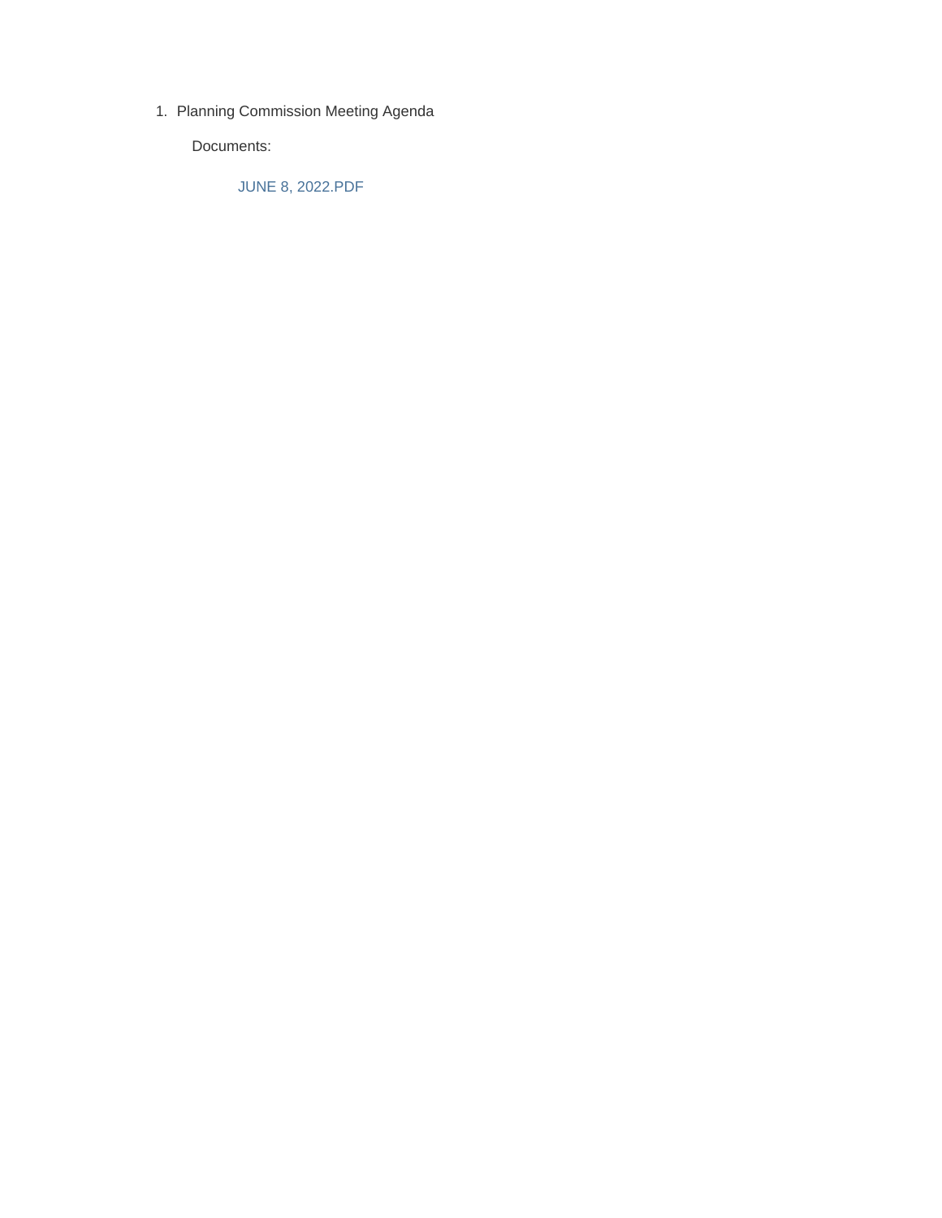1. Planning Commission Meeting Agenda

   Documents:

   JUNE 8, 2022.PDF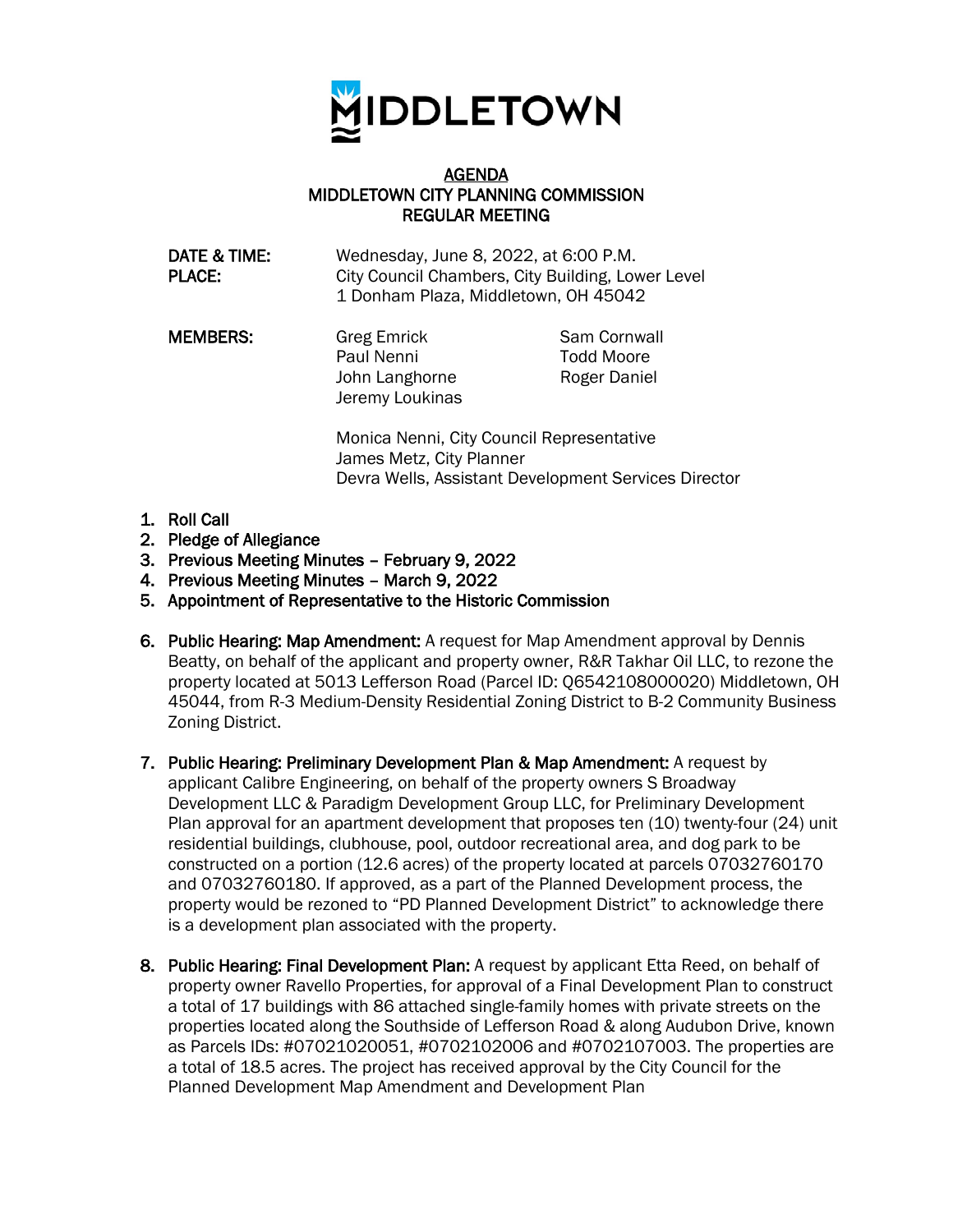MIDDLETOWN

# AGENDA
## MIDDLETOWN CITY PLANNING COMMISSION
## REGULAR MEETING

**DATE & TIME:** Wednesday, June 8, 2022, at 6:00 P.M.
**PLACE:** City Council Chambers, City Building, Lower Level
1 Donham Plaza, Middletown, OH 45042

**MEMBERS:**

Greg Emrick
Paul Nenni
John Langhorne
Jeremy Loukinas
Sam Cornwall
Todd Moore
Roger Daniel

Monica Nenni, City Council Representative
James Metz, City Planner
Devra Wells, Assistant Development Services Director

1. **Roll Call**
2. **Pledge of Allegiance**
3. **Previous Meeting Minutes – February 9, 2022**
4. **Previous Meeting Minutes – March 9, 2022**
5. **Appointment of Representative to the Historic Commission**
6. **Public Hearing: Map Amendment:** A request for Map Amendment approval by Dennis Beatty, on behalf of the applicant and property owner, R&R Takhar Oil LLC, to rezone the property located at 5013 Lefferson Road (Parcel ID: Q6542108000020) Middletown, OH 45044, from R-3 Medium-Density Residential Zoning District to B-2 Community Business Zoning District.
7. **Public Hearing: Preliminary Development Plan & Map Amendment:** A request by applicant Calibre Engineering, on behalf of the property owners S Broadway Development LLC & Paradigm Development Group LLC, for Preliminary Development Plan approval for an apartment development that proposes ten (10) twenty-four (24) unit residential buildings, clubhouse, pool, outdoor recreational area, and dog park to be constructed on a portion (12.6 acres) of the property located at parcels 07032760170 and 07032760180. If approved, as a part of the Planned Development process, the property would be rezoned to "PD Planned Development District" to acknowledge there is a development plan associated with the property.
8. **Public Hearing: Final Development Plan:** A request by applicant Etta Reed, on behalf of property owner Ravello Properties, for approval of a Final Development Plan to construct a total of 17 buildings with 86 attached single-family homes with private streets on the properties located along the Southside of Lefferson Road & along Audubon Drive, known as Parcels IDs: #07021020051, #0702102006 and #0702107003. The properties are a total of 18.5 acres. The project has received approval by the City Council for the Planned Development Map Amendment and Development Plan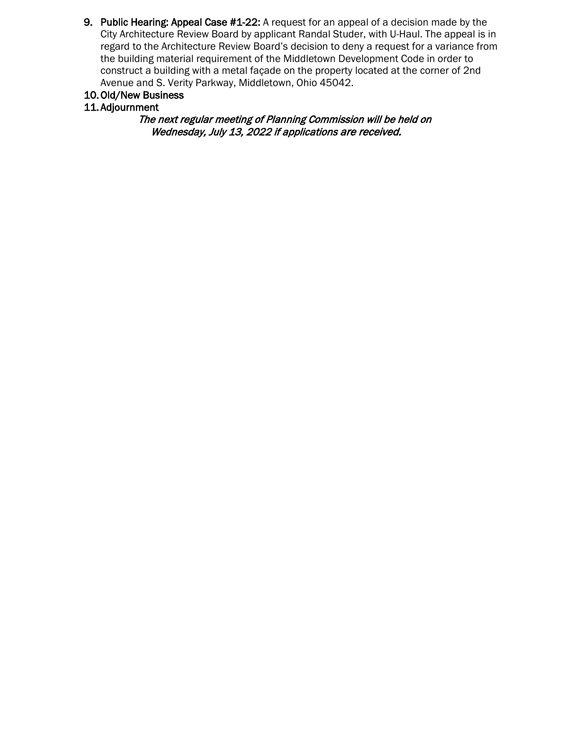9. **Public Hearing: Appeal Case #1-22:** A request for an appeal of a decision made by the City Architecture Review Board by applicant Randal Studer, with U-Haul. The appeal is in regard to the Architecture Review Board's decision to deny a request for a variance from the building material requirement of the Middletown Development Code in order to construct a building with a metal façade on the property located at the corner of 2nd Avenue and S. Verity Parkway, Middletown, Ohio 45042.
10. Old/New Business
11. Adjournment

*The next regular meeting of Planning Commission will be held on Wednesday, July 13, 2022 if applications are received.*